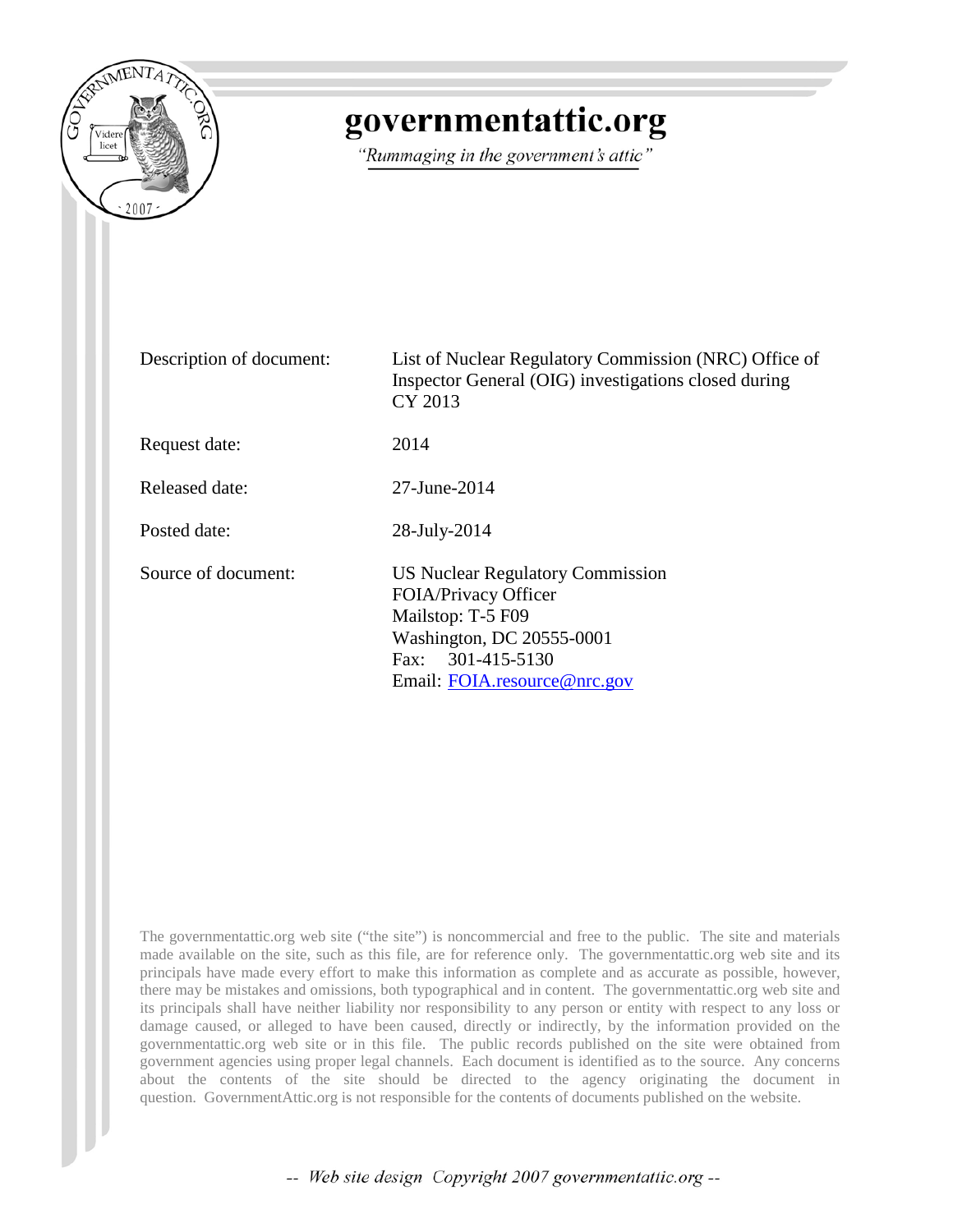# governmentattic.org

*"Rummaging in the government's attic"*

| | |
|---|---|
| Description of document: | List of Nuclear Regulatory Commission (NRC) Office of Inspector General (OIG) investigations closed during CY 2013 |
| Request date: | 2014 |
| Released date: | 27-June-2014 |
| Posted date: | 28-July-2014 |
| Source of document: | US Nuclear Regulatory Commission<br>FOIA/Privacy Officer<br>Mailstop: T-5 F09<br>Washington, DC 20555-0001<br>Fax: 301-415-5130<br>Email: [FOIA.resource@nrc.gov](mailto:FOIA.resource@nrc.gov) |

The governmentattic.org web site ("the site") is noncommercial and free to the public. The site and materials made available on the site, such as this file, are for reference only. The governmentattic.org web site and its principals have made every effort to make this information as complete and as accurate as possible, however, there may be mistakes and omissions, both typographical and in content. The governmentattic.org web site and its principals shall have neither liability nor responsibility to any person or entity with respect to any loss or damage caused, or alleged to have been caused, directly or indirectly, by the information provided on the governmentattic.org web site or in this file. The public records published on the site were obtained from government agencies using proper legal channels. Each document is identified as to the source. Any concerns about the contents of the site should be directed to the agency originating the document in question. GovernmentAttic.org is not responsible for the contents of documents published on the website.

*-- Web site design Copyright 2007 governmentattic.org --*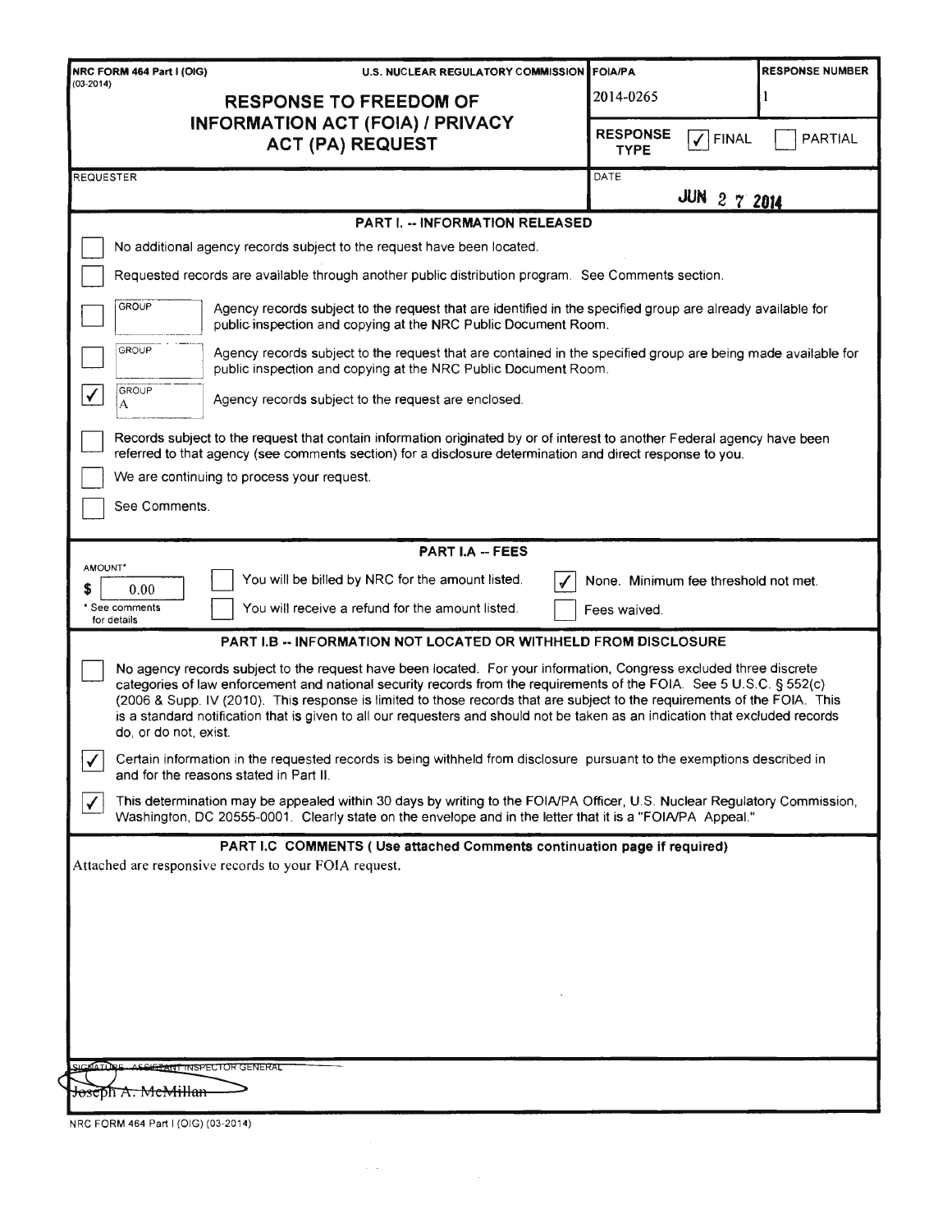NRC FORM 464 Part I (OIG) (03-2014)

U.S. NUCLEAR REGULATORY COMMISSION

# RESPONSE TO FREEDOM OF INFORMATION ACT (FOIA) / PRIVACY ACT (PA) REQUEST

| FOIA/PA | RESPONSE NUMBER |
|---|---|
| 2014-0265 | 1 |

RESPONSE TYPE: [✓] FINAL [ ] PARTIAL

REQUESTER:

DATE: JUN 27 2014

## PART I. -- INFORMATION RELEASED

- [ ] No additional agency records subject to the request have been located.
- [ ] Requested records are available through another public distribution program. See Comments section.
- [ ] GROUP: Agency records subject to the request that are identified in the specified group are already available for public inspection and copying at the NRC Public Document Room.
- [ ] GROUP: Agency records subject to the request that are contained in the specified group are being made available for public inspection and copying at the NRC Public Document Room.
- [✓] GROUP A: Agency records subject to the request are enclosed.
- [ ] Records subject to the request that contain information originated by or of interest to another Federal agency have been referred to that agency (see comments section) for a disclosure determination and direct response to you.
- [ ] We are continuing to process your request.
- [ ] See Comments.

## PART I.A -- FEES

AMOUNT*: $ 0.00

\* See comments for details

- [ ] You will be billed by NRC for the amount listed.
- [ ] You will receive a refund for the amount listed.
- [✓] None. Minimum fee threshold not met.
- [ ] Fees waived.

## PART I.B -- INFORMATION NOT LOCATED OR WITHHELD FROM DISCLOSURE

- [ ] No agency records subject to the request have been located. For your information, Congress excluded three discrete categories of law enforcement and national security records from the requirements of the FOIA. See 5 U.S.C. § 552(c) (2006 & Supp. IV (2010). This response is limited to those records that are subject to the requirements of the FOIA. This is a standard notification that is given to all our requesters and should not be taken as an indication that excluded records do, or do not, exist.
- [✓] Certain information in the requested records is being withheld from disclosure pursuant to the exemptions described in and for the reasons stated in Part II.
- [✓] This determination may be appealed within 30 days by writing to the FOIA/PA Officer, U.S. Nuclear Regulatory Commission, Washington, DC 20555-0001. Clearly state on the envelope and in the letter that it is a "FOIA/PA Appeal."

## PART I.C COMMENTS ( Use attached Comments continuation page if required)

Attached are responsive records to your FOIA request.

SIGNATURE - ASSISTANT INSPECTOR GENERAL

Joseph A. McMillan

NRC FORM 464 Part I (OIG) (03-2014)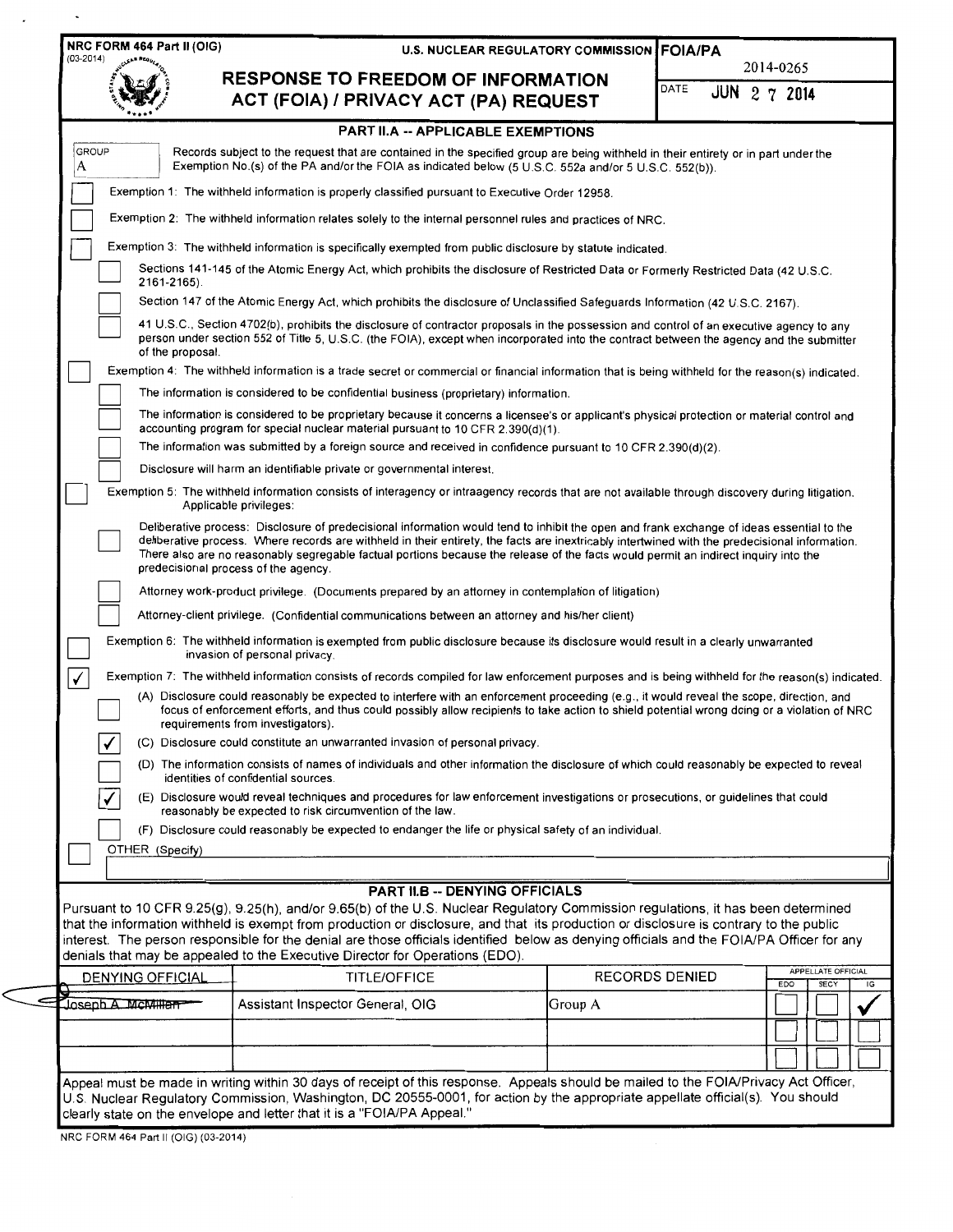NRC FORM 464 Part II (OIG)
(03-2014)

U.S. NUCLEAR REGULATORY COMMISSION

# RESPONSE TO FREEDOM OF INFORMATION ACT (FOIA) / PRIVACY ACT (PA) REQUEST

FOIA/PA 2014-0265

DATE JUN 2 7 2014

## PART II.A -- APPLICABLE EXEMPTIONS

GROUP A — Records subject to the request that are contained in the specified group are being withheld in their entirety or in part under the Exemption No.(s) of the PA and/or the FOIA as indicated below (5 U.S.C. 552a and/or 5 U.S.C. 552(b)).

- [ ] Exemption 1: The withheld information is properly classified pursuant to Executive Order 12958.
- [ ] Exemption 2: The withheld information relates solely to the internal personnel rules and practices of NRC.
- [ ] Exemption 3: The withheld information is specifically exempted from public disclosure by statute indicated.
  - [ ] Sections 141-145 of the Atomic Energy Act, which prohibits the disclosure of Restricted Data or Formerly Restricted Data (42 U.S.C. 2161-2165).
  - [ ] Section 147 of the Atomic Energy Act, which prohibits the disclosure of Unclassified Safeguards Information (42 U.S.C. 2167).
  - [ ] 41 U.S.C., Section 4702(b), prohibits the disclosure of contractor proposals in the possession and control of an executive agency to any person under section 552 of Title 5, U.S.C. (the FOIA), except when incorporated into the contract between the agency and the submitter of the proposal.
- [ ] Exemption 4: The withheld information is a trade secret or commercial or financial information that is being withheld for the reason(s) indicated.
  - [ ] The information is considered to be confidential business (proprietary) information.
  - [ ] The information is considered to be proprietary because it concerns a licensee's or applicant's physical protection or material control and accounting program for special nuclear material pursuant to 10 CFR 2.390(d)(1).
  - [ ] The information was submitted by a foreign source and received in confidence pursuant to 10 CFR 2.390(d)(2).
  - [ ] Disclosure will harm an identifiable private or governmental interest.
- [ ] Exemption 5: The withheld information consists of interagency or intraagency records that are not available through discovery during litigation. Applicable privileges:
  - [ ] Deliberative process: Disclosure of predecisional information would tend to inhibit the open and frank exchange of ideas essential to the deliberative process. Where records are withheld in their entirety, the facts are inextricably intertwined with the predecisional information. There also are no reasonably segregable factual portions because the release of the facts would permit an indirect inquiry into the predecisional process of the agency.
  - [ ] Attorney work-product privilege. (Documents prepared by an attorney in contemplation of litigation)
  - [ ] Attorney-client privilege. (Confidential communications between an attorney and his/her client)
- [ ] Exemption 6: The withheld information is exempted from public disclosure because its disclosure would result in a clearly unwarranted invasion of personal privacy.
- [x] Exemption 7: The withheld information consists of records compiled for law enforcement purposes and is being withheld for the reason(s) indicated.
  - [ ] (A) Disclosure could reasonably be expected to interfere with an enforcement proceeding (e.g., it would reveal the scope, direction, and focus of enforcement efforts, and thus could possibly allow recipients to take action to shield potential wrong doing or a violation of NRC requirements from investigators).
  - [x] (C) Disclosure could constitute an unwarranted invasion of personal privacy.
  - [ ] (D) The information consists of names of individuals and other information the disclosure of which could reasonably be expected to reveal identities of confidential sources.
  - [x] (E) Disclosure would reveal techniques and procedures for law enforcement investigations or prosecutions, or guidelines that could reasonably be expected to risk circumvention of the law.
  - [ ] (F) Disclosure could reasonably be expected to endanger the life or physical safety of an individual.
- [ ] OTHER (Specify)

## PART II.B -- DENYING OFFICIALS

Pursuant to 10 CFR 9.25(g), 9.25(h), and/or 9.65(b) of the U.S. Nuclear Regulatory Commission regulations, it has been determined that the information withheld is exempt from production or disclosure, and that its production or disclosure is contrary to the public interest. The person responsible for the denial are those officials identified below as denying officials and the FOIA/PA Officer for any denials that may be appealed to the Executive Director for Operations (EDO).

| DENYING OFFICIAL | TITLE/OFFICE | RECORDS DENIED | APPELLATE OFFICIAL EDO | SECY | IG |
|---|---|---|---|---|---|
| Joseph A. McMillan | Assistant Inspector General, OIG | Group A | [ ] | [ ] | ✓ |
| | | | [ ] | [ ] | [ ] |
| | | | [ ] | [ ] | [ ] |

Appeal must be made in writing within 30 days of receipt of this response. Appeals should be mailed to the FOIA/Privacy Act Officer, U.S. Nuclear Regulatory Commission, Washington, DC 20555-0001, for action by the appropriate appellate official(s). You should clearly state on the envelope and letter that it is a "FOIA/PA Appeal."

NRC FORM 464 Part II (OIG) (03-2014)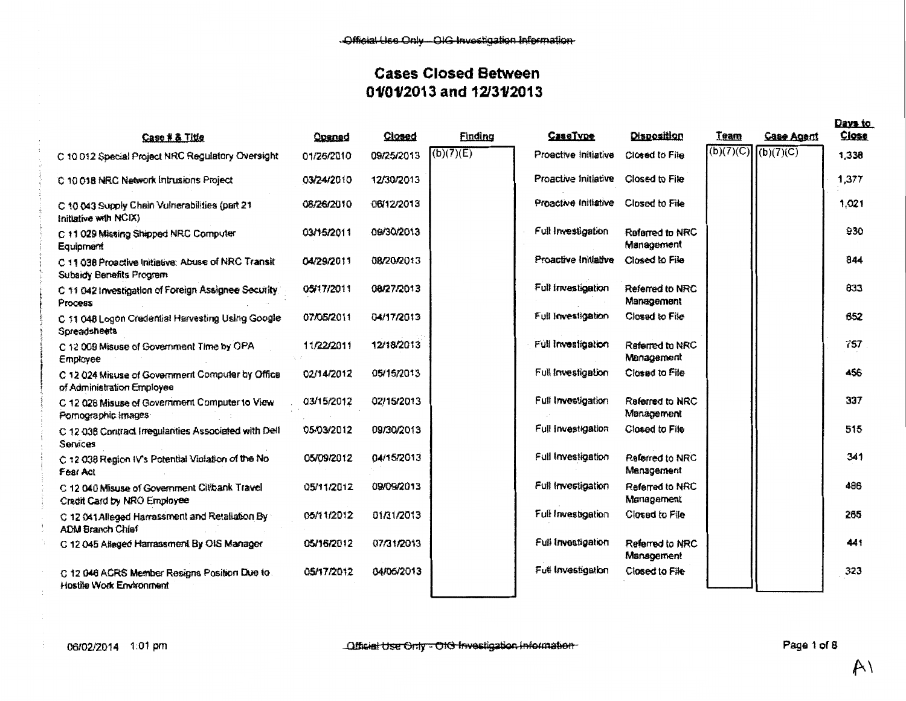~~Official Use Only - OIG Investigation Information~~

# Cases Closed Between 01/01/2013 and 12/31/2013

| Case # & Title | Opened | Closed | Finding | CaseType | Disposition | Team | Case Agent | Days to Close |
|---|---|---|---|---|---|---|---|---|
| C 10 012 Special Project NRC Regulatory Oversight | 01/26/2010 | 09/25/2013 | (b)(7)(E) | Proactive Initiative | Closed to File | (b)(7)(C) | (b)(7)(C) | 1,338 |
| C 10 018 NRC Network Intrusions Project | 03/24/2010 | 12/30/2013 | | Proactive Initiative | Closed to File | | | 1,377 |
| C 10 043 Supply Chain Vulnerabilities (part 21 Initiative with NCIX) | 08/26/2010 | 06/12/2013 | | Proactive Initiative | Closed to File | | | 1,021 |
| C 11 029 Missing Shipped NRC Computer Equipment | 03/15/2011 | 09/30/2013 | | Full Investigation | Referred to NRC Management | | | 930 |
| C 11 038 Proactive Initiative: Abuse of NRC Transit Subsidy Benefits Program | 04/29/2011 | 08/20/2013 | | Proactive Initiative | Closed to File | | | 844 |
| C 11 042 Investigation of Foreign Assignee Security Process | 05/17/2011 | 08/27/2013 | | Full Investigation | Referred to NRC Management | | | 833 |
| C 11 048 Logon Credential Harvesting Using Google Spreadsheets | 07/05/2011 | 04/17/2013 | | Full Investigation | Closed to File | | | 652 |
| C 12 009 Misuse of Government Time by OPA Employee | 11/22/2011 | 12/18/2013 | | Full Investigation | Referred to NRC Management | | | 757 |
| C 12 024 Misuse of Government Computer by Office of Administration Employee | 02/14/2012 | 05/15/2013 | | Full Investigation | Closed to File | | | 456 |
| C 12 028 Misuse of Government Computer to View Pornographic Images | 03/15/2012 | 02/15/2013 | | Full Investigation | Referred to NRC Management | | | 337 |
| C 12 036 Contract Irregularities Associated with Dell Services | 05/03/2012 | 09/30/2013 | | Full Investigation | Closed to File | | | 515 |
| C 12 038 Region IV's Potential Violation of the No Fear Act | 05/09/2012 | 04/15/2013 | | Full Investigation | Referred to NRC Management | | | 341 |
| C 12 040 Misuse of Government Citibank Travel Credit Card by NRO Employee | 05/11/2012 | 09/09/2013 | | Full Investigation | Referred to NRC Management | | | 486 |
| C 12 041 Alleged Harrassment and Retaliation By ADM Branch Chief | 05/11/2012 | 01/31/2013 | | Full Investigation | Closed to File | | | 265 |
| C 12 045 Alleged Harrassment By OIS Manager | 05/16/2012 | 07/31/2013 | | Full Investigation | Referred to NRC Management | | | 441 |
| C 12 046 ACRS Member Resigns Position Due to Hostile Work Environment | 05/17/2012 | 04/05/2013 | | Full Investigation | Closed to File | | | 323 |

06/02/2014 1:01 pm

A1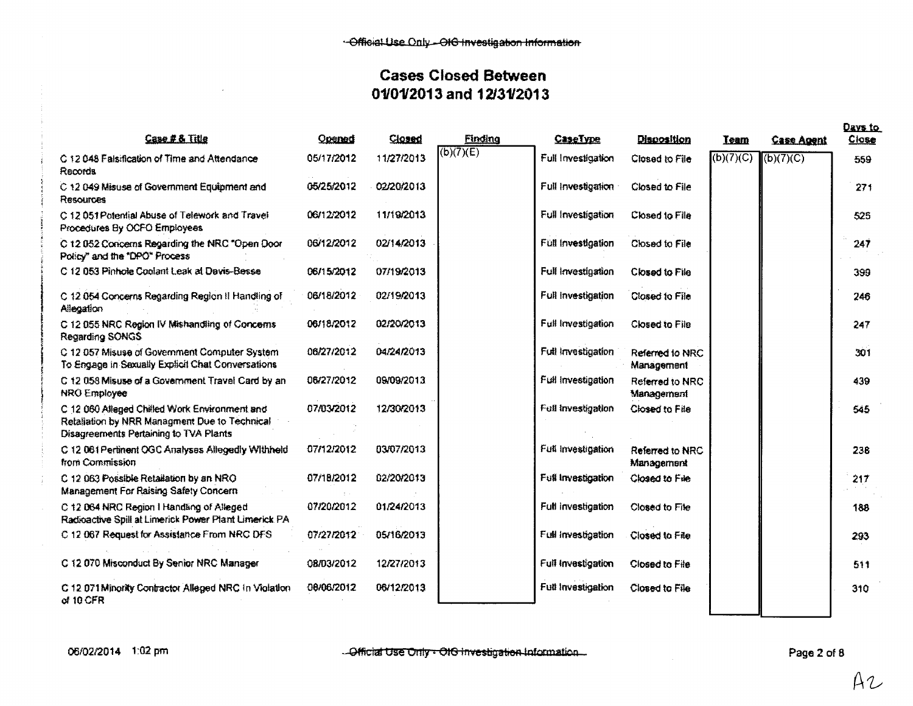# Cases Closed Between 01/01/2013 and 12/31/2013

| Case # & Title | Opened | Closed | Finding | CaseType | Disposition | Team | Case Agent | Days to Close |
|---|---|---|---|---|---|---|---|---|
| C 12 048 Falsification of Time and Attendance Records | 05/17/2012 | 11/27/2013 | (b)(7)(E) | Full Investigation | Closed to File | (b)(7)(C) | (b)(7)(C) | 559 |
| C 12 049 Misuse of Government Equipment and Resources | 05/25/2012 | 02/20/2013 | | Full Investigation | Closed to File | | | 271 |
| C 12 051 Potential Abuse of Telework and Travel Procedures By OCFO Employees | 06/12/2012 | 11/19/2013 | | Full Investigation | Closed to File | | | 525 |
| C 12 052 Concerns Regarding the NRC "Open Door Policy" and the "DPO" Process | 06/12/2012 | 02/14/2013 | | Full Investigation | Closed to File | | | 247 |
| C 12 053 Pinhole Coolant Leak at Davis-Besse | 06/15/2012 | 07/19/2013 | | Full Investigation | Closed to File | | | 399 |
| C 12 054 Concerns Regarding Region II Handling of Allegation | 06/18/2012 | 02/19/2013 | | Full Investigation | Closed to File | | | 246 |
| C 12 055 NRC Region IV Mishandling of Concerns Regarding SONGS | 06/18/2012 | 02/20/2013 | | Full Investigation | Closed to File | | | 247 |
| C 12 057 Misuse of Government Computer System To Engage in Sexually Explicit Chat Conversations | 06/27/2012 | 04/24/2013 | | Full Investigation | Referred to NRC Management | | | 301 |
| C 12 058 Misuse of a Government Travel Card by an NRO Employee | 06/27/2012 | 09/09/2013 | | Full Investigation | Referred to NRC Management | | | 439 |
| C 12 060 Alleged Chilled Work Environment and Retaliation by NRR Managment Due to Technical Disagreements Pertaining to TVA Plants | 07/03/2012 | 12/30/2013 | | Full Investigation | Closed to File | | | 545 |
| C 12 061 Pertinent OGC Analyses Allegedly Withheld from Commission | 07/12/2012 | 03/07/2013 | | Full Investigation | Referred to NRC Management | | | 238 |
| C 12 063 Possible Retaliation by an NRO Management For Raising Safety Concern | 07/18/2012 | 02/20/2013 | | Full Investigation | Closed to File | | | 217 |
| C 12 064 NRC Region I Handling of Alleged Radioactive Spill at Limerick Power Plant Limerick PA | 07/20/2012 | 01/24/2013 | | Full Investigation | Closed to File | | | 188 |
| C 12 067 Request for Assistance From NRC DFS | 07/27/2012 | 05/16/2013 | | Full Investigation | Closed to File | | | 293 |
| C 12 070 Misconduct By Senior NRC Manager | 08/03/2012 | 12/27/2013 | | Full Investigation | Closed to File | | | 511 |
| C 12 071 Minority Contractor Alleged NRC In Violation of 10 CFR | 08/06/2012 | 06/12/2013 | | Full Investigation | Closed to File | | | 310 |

06/02/2014 1:02 pm

A2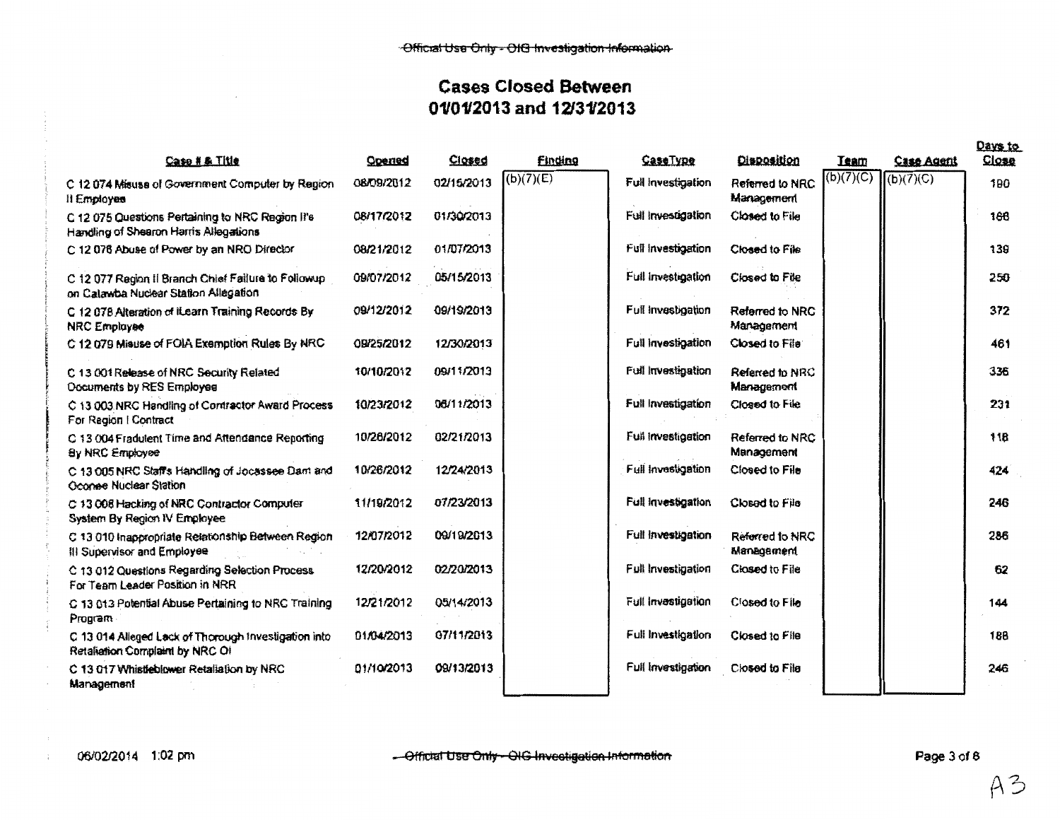## Cases Closed Between 01/01/2013 and 12/31/2013

| Case # & Title | Opened | Closed | Finding | CaseType | Disposition | Team | Case Agent | Days to Close |
|---|---|---|---|---|---|---|---|---|
| C 12 074 Misuse of Government Computer by Region II Employee | 08/09/2012 | 02/15/2013 | (b)(7)(E) | Full Investigation | Referred to NRC Management | (b)(7)(C) | (b)(7)(C) | 190 |
| C 12 075 Questions Pertaining to NRC Region II's Handling of Shearon Harris Allegations | 08/17/2012 | 01/30/2013 | | Full Investigation | Closed to File | | | 166 |
| C 12 076 Abuse of Power by an NRO Director | 08/21/2012 | 01/07/2013 | | Full Investigation | Closed to File | | | 139 |
| C 12 077 Region II Branch Chief Failure to Followup on Catawba Nuclear Station Allegation | 09/07/2012 | 05/15/2013 | | Full Investigation | Closed to File | | | 250 |
| C 12 078 Alteration of iLearn Training Records By NRC Employee | 09/12/2012 | 09/19/2013 | | Full Investigation | Referred to NRC Management | | | 372 |
| C 12 079 Misuse of FOIA Exemption Rules By NRC | 09/25/2012 | 12/30/2013 | | Full Investigation | Closed to File | | | 461 |
| C 13 001 Release of NRC Security Related Documents by RES Employee | 10/10/2012 | 09/11/2013 | | Full Investigation | Referred to NRC Management | | | 336 |
| C 13 003 NRC Handling of Contractor Award Process For Region I Contract | 10/23/2012 | 06/11/2013 | | Full Investigation | Closed to File | | | 231 |
| C 13 004 Fradulent Time and Attendance Reporting By NRC Employee | 10/26/2012 | 02/21/2013 | | Full Investigation | Referred to NRC Management | | | 118 |
| C 13 005 NRC Staff's Handling of Jocassee Dam and Oconee Nuclear Station | 10/26/2012 | 12/24/2013 | | Full Investigation | Closed to File | | | 424 |
| C 13 008 Hacking of NRC Contractor Computer System By Region IV Employee | 11/19/2012 | 07/23/2013 | | Full Investigation | Closed to File | | | 246 |
| C 13 010 Inappropriate Relationship Between Region III Supervisor and Employee | 12/07/2012 | 09/19/2013 | | Full Investigation | Referred to NRC Management | | | 286 |
| C 13 012 Questions Regarding Selection Process For Team Leader Position in NRR | 12/20/2012 | 02/20/2013 | | Full Investigation | Closed to File | | | 62 |
| C 13 013 Potential Abuse Pertaining to NRC Training Program | 12/21/2012 | 05/14/2013 | | Full Investigation | Closed to File | | | 144 |
| C 13 014 Alleged Lack of Thorough Investigation into Retaliation Complaint by NRC OI | 01/04/2013 | 07/11/2013 | | Full Investigation | Closed to File | | | 188 |
| C 13 017 Whistleblower Retaliation by NRC Management | 01/10/2013 | 09/13/2013 | | Full Investigation | Closed to File | | | 246 |

06/02/2014 1:02 pm

A3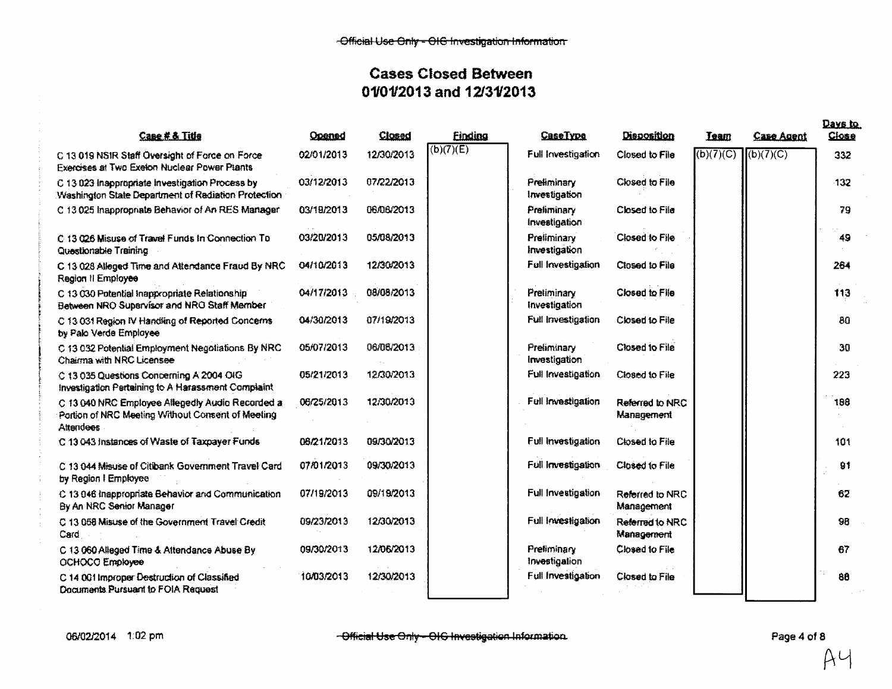## Cases Closed Between 01/01/2013 and 12/31/2013

| Case # & Title | Opened | Closed | Finding | CaseType | Disposition | Team | Case Agent | Days to Close |
|---|---|---|---|---|---|---|---|---|
| C 13 019 NSIR Staff Oversight of Force on Force Exercises at Two Exelon Nuclear Power Plants | 02/01/2013 | 12/30/2013 | (b)(7)(E) | Full Investigation | Closed to File | (b)(7)(C) | (b)(7)(C) | 332 |
| C 13 023 Inappropriate Investigation Process by Washington State Department of Radiation Protection | 03/12/2013 | 07/22/2013 | | Preliminary Investigation | Closed to File | | | 132 |
| C 13 025 Inappropriate Behavior of An RES Manager | 03/19/2013 | 06/06/2013 | | Preliminary Investigation | Closed to File | | | 79 |
| C 13 026 Misuse of Travel Funds In Connection To Questionable Training | 03/20/2013 | 05/08/2013 | | Preliminary Investigation | Closed to File | | | 49 |
| C 13 028 Alleged Time and Attendance Fraud By NRC Region II Employee | 04/10/2013 | 12/30/2013 | | Full Investigation | Closed to File | | | 264 |
| C 13 030 Potential Inappropriate Relationship Between NRO Supervisor and NRO Staff Member | 04/17/2013 | 08/08/2013 | | Preliminary Investigation | Closed to File | | | 113 |
| C 13 031 Region IV Handling of Reported Concerns by Palo Verde Employee | 04/30/2013 | 07/19/2013 | | Full Investigation | Closed to File | | | 80 |
| C 13 032 Potential Employment Negotiations By NRC Chairma with NRC Licensee | 05/07/2013 | 06/06/2013 | | Preliminary Investigation | Closed to File | | | 30 |
| C 13 035 Questions Concerning A 2004 OIG Investigation Pertaining to A Harassment Complaint | 05/21/2013 | 12/30/2013 | | Full Investigation | Closed to File | | | 223 |
| C 13 040 NRC Employee Allegedly Audio Recorded a Portion of NRC Meeting Without Consent of Meeting Attendees | 06/25/2013 | 12/30/2013 | | Full Investigation | Referred to NRC Management | | | 188 |
| C 13 043 Instances of Waste of Taxpayer Funds | 06/21/2013 | 09/30/2013 | | Full Investigation | Closed to File | | | 101 |
| C 13 044 Misuse of Citibank Government Travel Card by Region I Employee | 07/01/2013 | 09/30/2013 | | Full Investigation | Closed to File | | | 91 |
| C 13 046 Inappropriate Behavior and Communication By An NRC Senior Manager | 07/19/2013 | 09/19/2013 | | Full Investigation | Referred to NRC Management | | | 62 |
| C 13 058 Misuse of the Government Travel Credit Card | 09/23/2013 | 12/30/2013 | | Full Investigation | Referred to NRC Management | | | 98 |
| C 13 060 Alleged Time & Attendance Abuse By OCHOCO Employee | 09/30/2013 | 12/06/2013 | | Preliminary Investigation | Closed to File | | | 67 |
| C 14 001 Improper Destruction of Classified Documents Pursuant to FOIA Request | 10/03/2013 | 12/30/2013 | | Full Investigation | Closed to File | | | 88 |

06/02/2014 1:02 pm

A4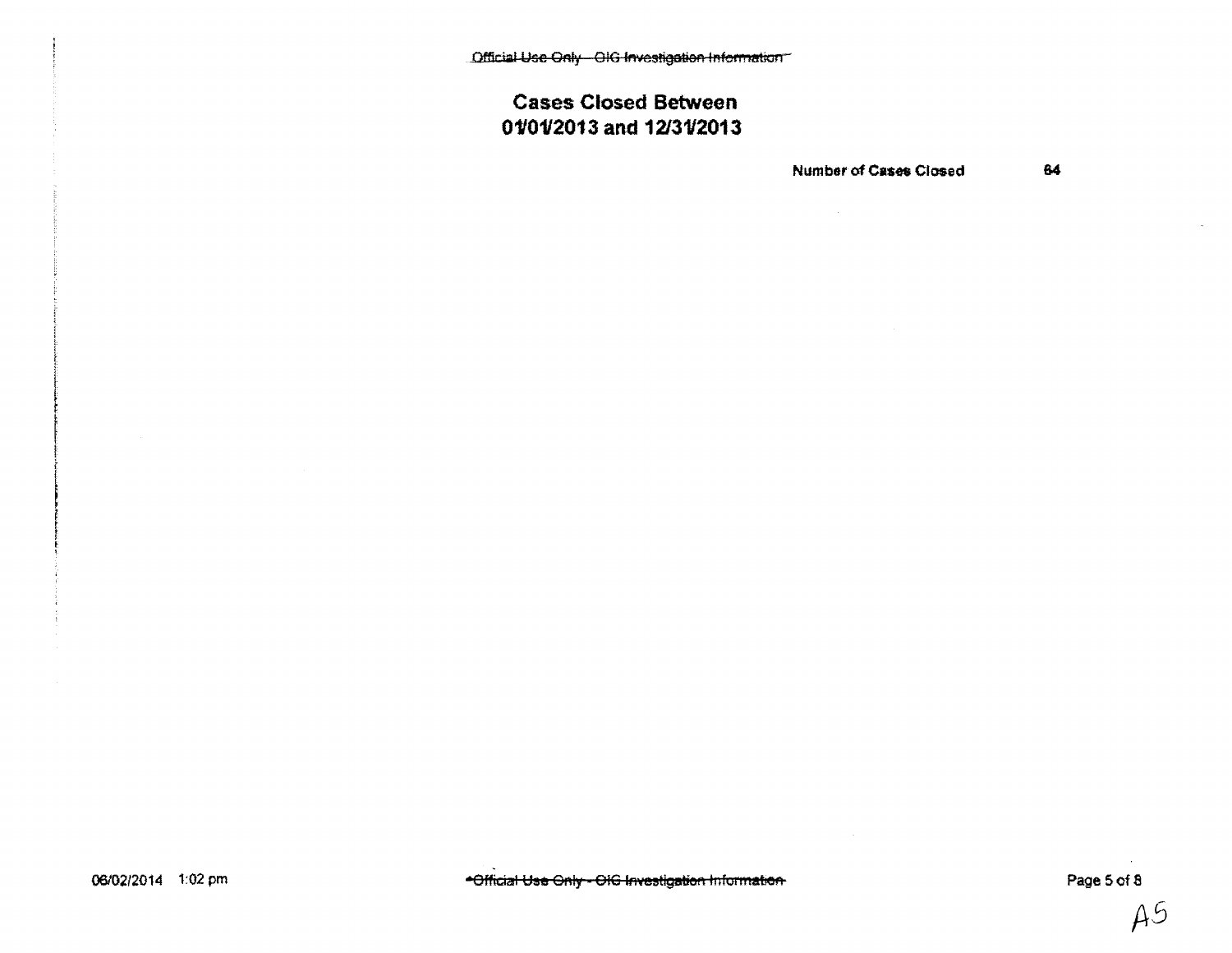## Cases Closed Between 01/01/2013 and 12/31/2013

**Number of Cases Closed** 64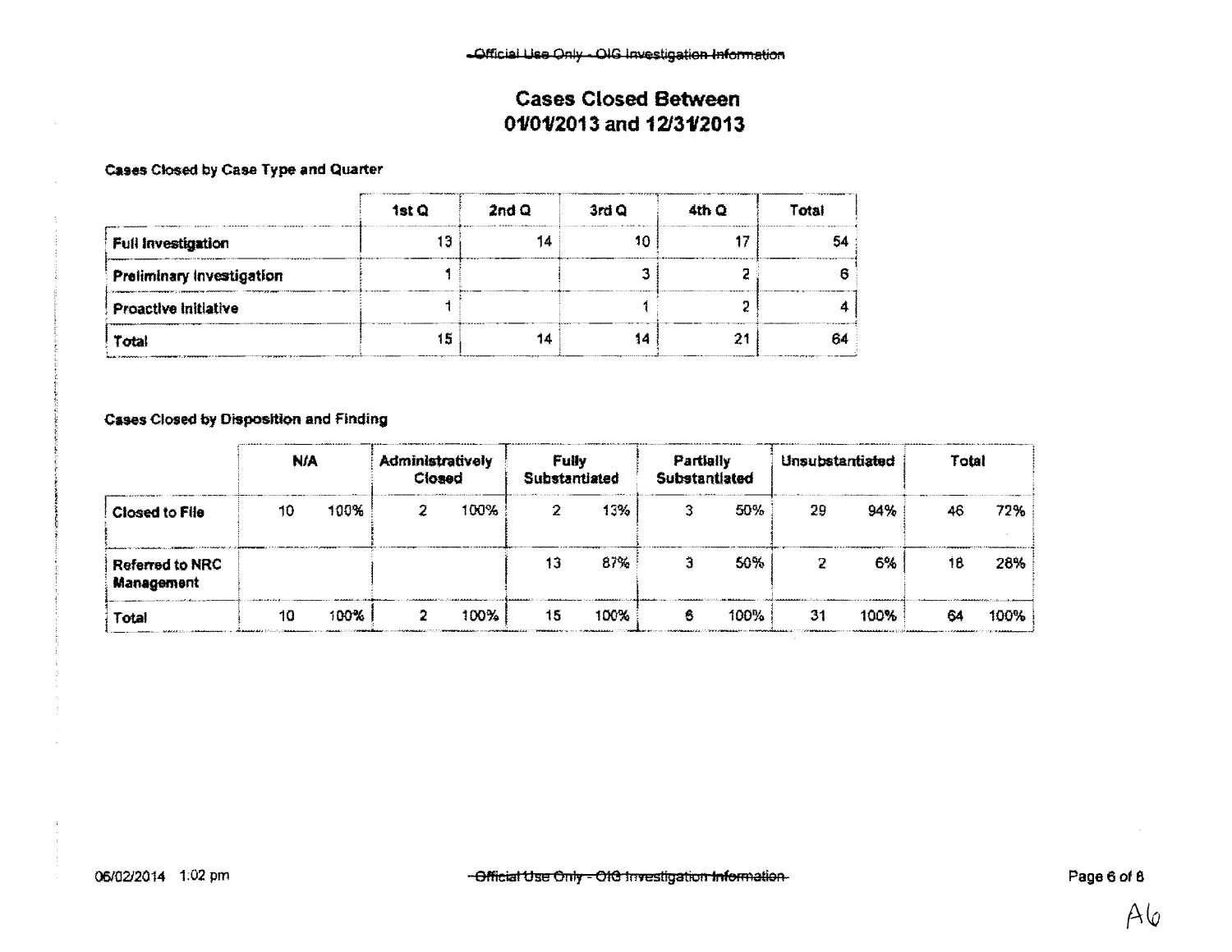# Cases Closed Between 01/01/2013 and 12/31/2013

### Cases Closed by Case Type and Quarter

| | 1st Q | 2nd Q | 3rd Q | 4th Q | Total |
|---|---|---|---|---|---|
| Full Investigation | 13 | 14 | 10 | 17 | 54 |
| Preliminary Investigation | 1 | | 3 | 2 | 6 |
| Proactive Initiative | 1 | | 1 | 2 | 4 |
| Total | 15 | 14 | 14 | 21 | 64 |

### Cases Closed by Disposition and Finding

| | N/A | | Administratively Closed | | Fully Substantiated | | Partially Substantiated | | Unsubstantiated | | Total | |
|---|---|---|---|---|---|---|---|---|---|---|---|---|
| Closed to File | 10 | 100% | 2 | 100% | 2 | 13% | 3 | 50% | 29 | 94% | 46 | 72% |
| Referred to NRC Management | | | | | 13 | 87% | 3 | 50% | 2 | 6% | 18 | 28% |
| Total | 10 | 100% | 2 | 100% | 15 | 100% | 6 | 100% | 31 | 100% | 64 | 100% |

06/02/2014 1:02 pm

A6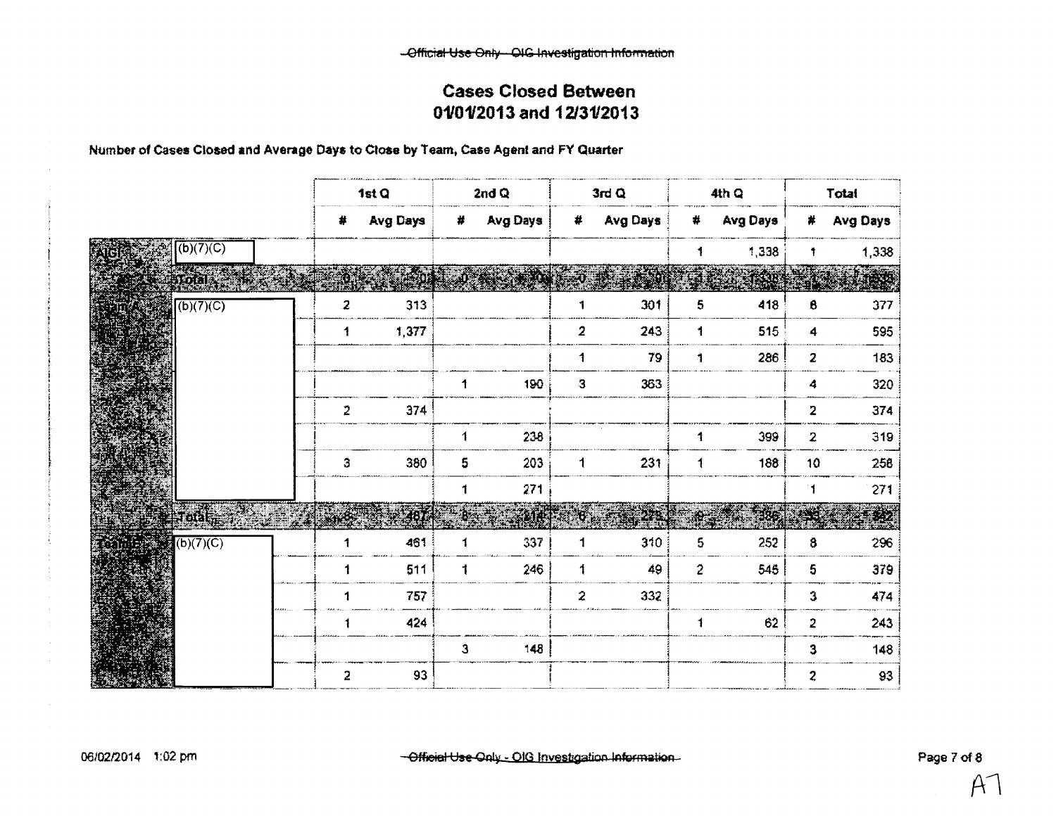## Cases Closed Between 01/01/2013 and 12/31/2013

**Number of Cases Closed and Average Days to Close by Team, Case Agent and FY Quarter**

| | | 1st Q | | 2nd Q | | 3rd Q | | 4th Q | | Total | |
|---|---|---|---|---|---|---|---|---|---|---|---|
| | | # | Avg Days | # | Avg Days | # | Avg Days | # | Avg Days | # | Avg Days |
| AIGI | (b)(7)(C) | | | | | | | 1 | 1,338 | 1 | 1,338 |
| | Total | 0 | 0 | 0 | 0 | 0 | 0 | 1 | 1,338 | 1 | 1,338 |
| Team A | (b)(7)(C) | 2 | 313 | | | 1 | 301 | 5 | 418 | 8 | 377 |
| | | 1 | 1,377 | | | 2 | 243 | 1 | 515 | 4 | 595 |
| | | | | | | 1 | 79 | 1 | 286 | 2 | 183 |
| | | | | 1 | 190 | 3 | 363 | | | 4 | 320 |
| | | 2 | 374 | | | | | | | 2 | 374 |
| | | | | 1 | 238 | | | 1 | 399 | 2 | 319 |
| | | 3 | 380 | 5 | 203 | 1 | 231 | 1 | 188 | 10 | 258 |
| | | | | 1 | 271 | | | | | 1 | 271 |
| | Total | 8 | 487 | 8 | 218 | 8 | 275 | 9 | 386 | 33 | 342 |
| Team B | (b)(7)(C) | 1 | 461 | 1 | 337 | 1 | 310 | 5 | 252 | 8 | 296 |
| | | 1 | 511 | 1 | 246 | 1 | 49 | 2 | 545 | 5 | 379 |
| | | 1 | 757 | | | 2 | 332 | | | 3 | 474 |
| | | 1 | 424 | | | | | 1 | 62 | 2 | 243 |
| | | | | 3 | 148 | | | | | 3 | 148 |
| | | 2 | 93 | | | | | | | 2 | 93 |

A7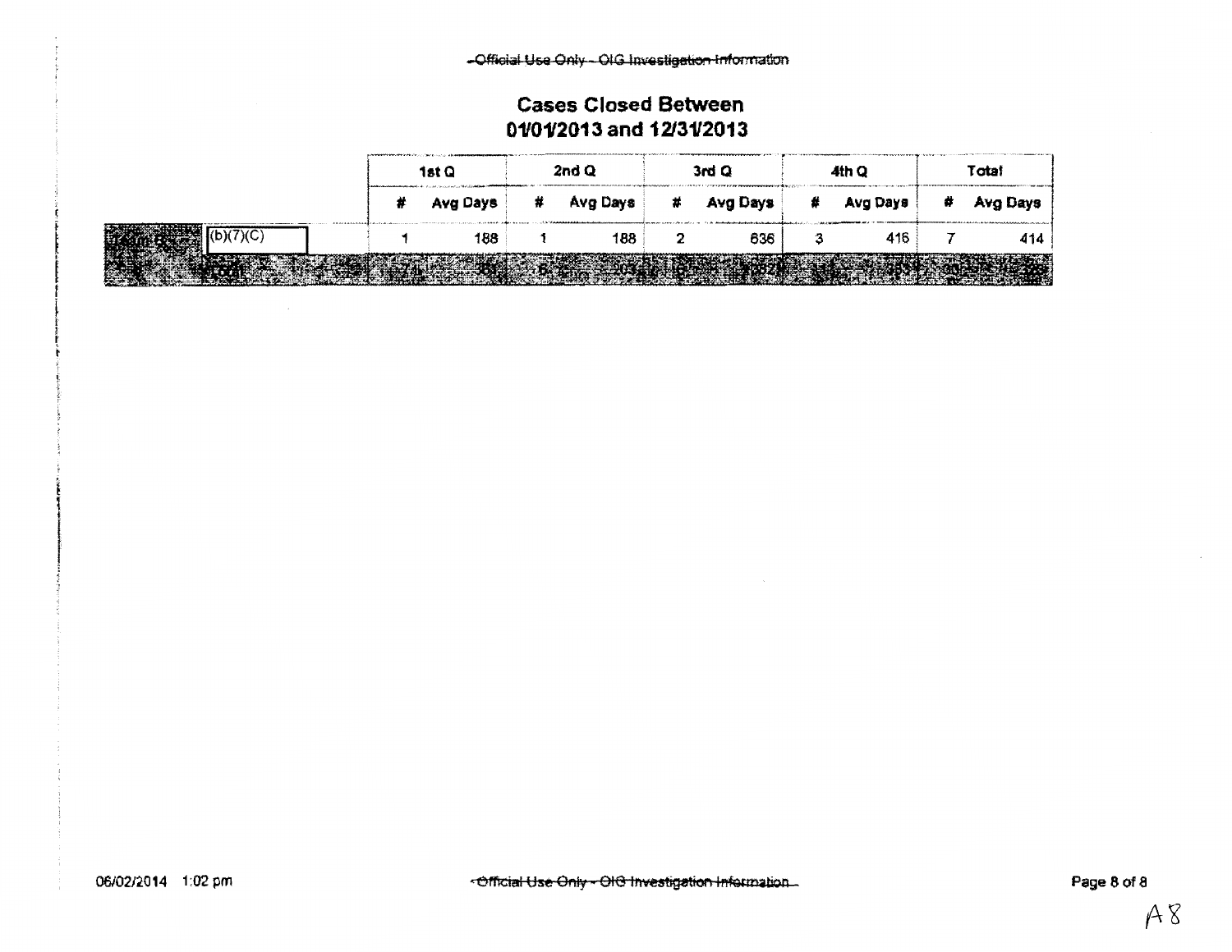-Official Use Only - OIG Investigation Information

## Cases Closed Between 01/01/2013 and 12/31/2013

| | 1st Q | | 2nd Q | | 3rd Q | | 4th Q | | Total | |
|---|---|---|---|---|---|---|---|---|---|---|
| | # | Avg Days | # | Avg Days | # | Avg Days | # | Avg Days | # | Avg Days |
| (b)(7)(C) | 1 | 188 | 1 | 188 | 2 | 636 | 3 | 416 | 7 | 414 |
| | | | | | | | | | | |

A8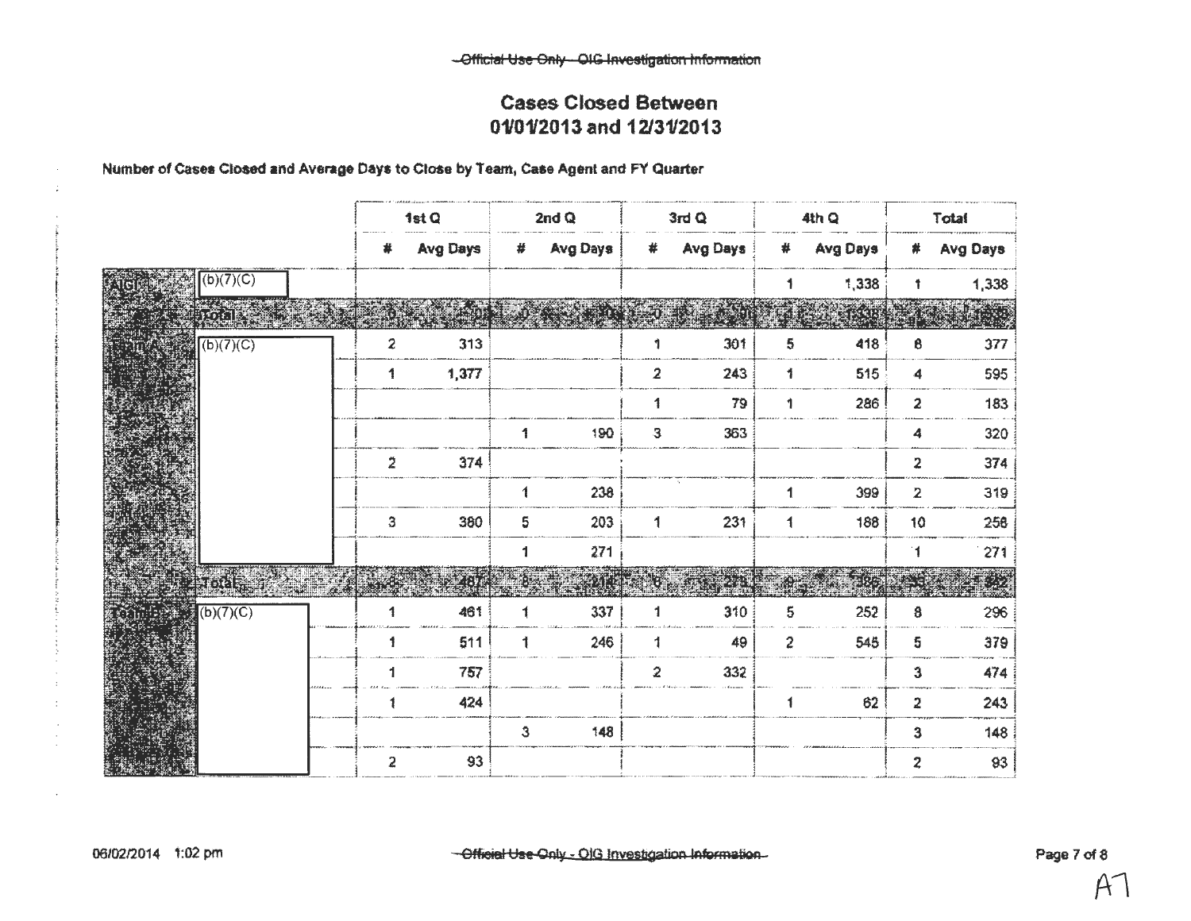# Cases Closed Between 01/01/2013 and 12/31/2013

**Number of Cases Closed and Average Days to Close by Team, Case Agent and FY Quarter**

| | | 1st Q | | 2nd Q | | 3rd Q | | 4th Q | | Total | |
|---|---|---|---|---|---|---|---|---|---|---|---|
| | | # | Avg Days | # | Avg Days | # | Avg Days | # | Avg Days | # | Avg Days |
| AIGI | (b)(7)(C) | | | | | | | 1 | 1,338 | 1 | 1,338 |
| | Total | 0 | 0 | 0 | 0 | 0 | 0 | 1 | 1,338 | 1 | 1,338 |
| Team A | (b)(7)(C) | 2 | 313 | | | 1 | 301 | 5 | 418 | 8 | 377 |
| | | 1 | 1,377 | | | 2 | 243 | 1 | 515 | 4 | 595 |
| | | | | | | 1 | 79 | 1 | 286 | 2 | 183 |
| | | | | 1 | 190 | 3 | 363 | | | 4 | 320 |
| | | 2 | 374 | | | | | | | 2 | 374 |
| | | | | 1 | 238 | | | 1 | 399 | 2 | 319 |
| | | 3 | 380 | 5 | 203 | 1 | 231 | 1 | 188 | 10 | 258 |
| | | | | 1 | 271 | | | | | 1 | 271 |
| | Total | 8 | 487 | 8 | 216 | 8 | 273 | 9 | 386 | 33 | 342 |
| Team B | (b)(7)(C) | 1 | 461 | 1 | 337 | 1 | 310 | 5 | 252 | 8 | 296 |
| | | 1 | 511 | 1 | 246 | 1 | 49 | 2 | 545 | 5 | 379 |
| | | 1 | 757 | | | 2 | 332 | | | 3 | 474 |
| | | 1 | 424 | | | | | 1 | 62 | 2 | 243 |
| | | | | 3 | 148 | | | | | 3 | 148 |
| | | 2 | 93 | | | | | | | 2 | 93 |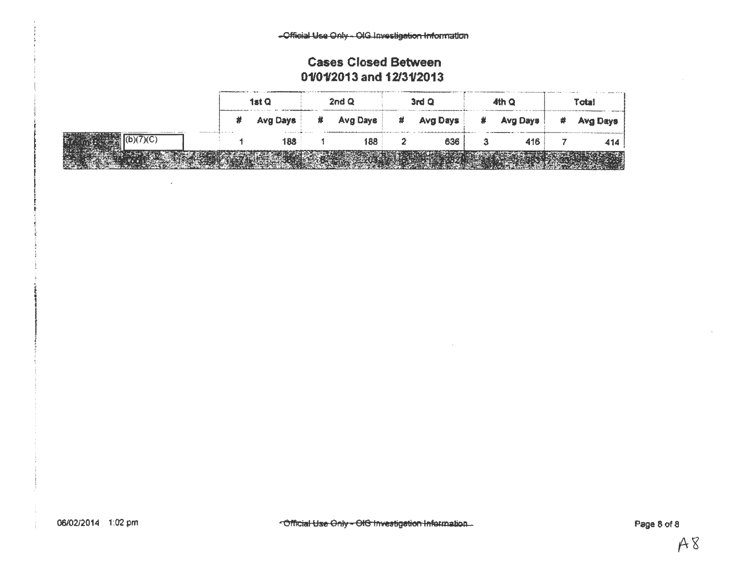## Cases Closed Between 01/01/2013 and 12/31/2013

| | 1st Q | | 2nd Q | | 3rd Q | | 4th Q | | Total | |
|---|---|---|---|---|---|---|---|---|---|---|
| | # | Avg Days | # | Avg Days | # | Avg Days | # | Avg Days | # | Avg Days |
| (b)(7)(C) | 1 | 188 | 1 | 188 | 2 | 636 | 3 | 416 | 7 | 414 |
| | | | | | | | | | | |

A8